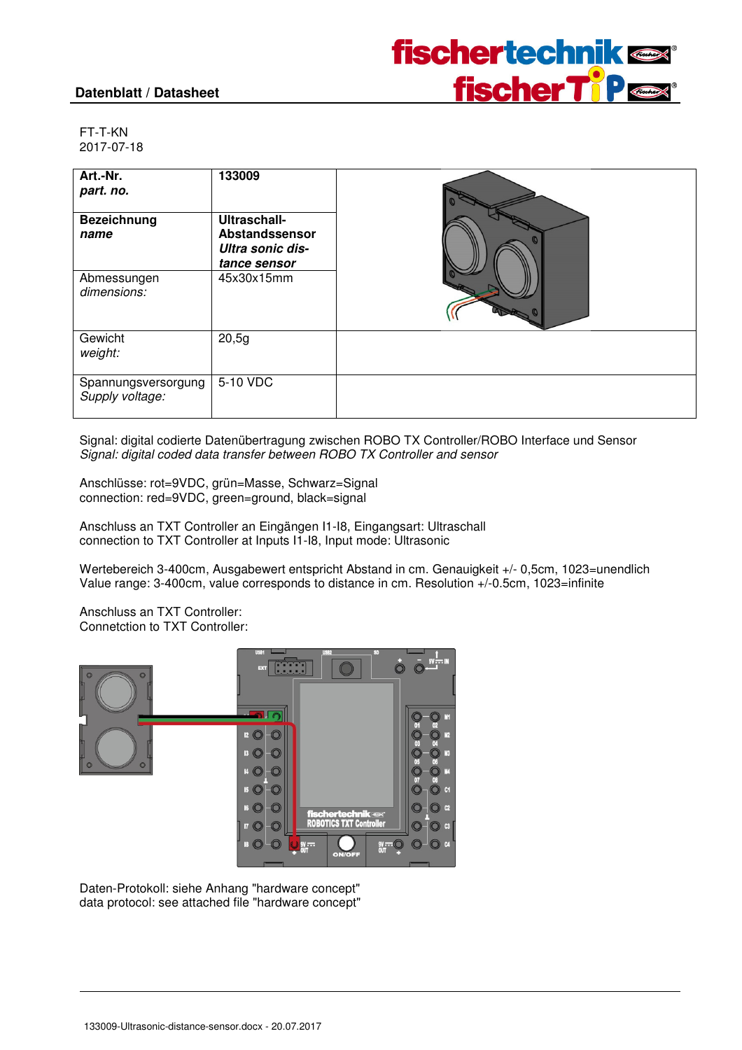**Datenblatt / Datasheet**

FT-T-KN
2017-07-18

| **Art.-Nr.** *part. no.* | **133009** |
|---|---|
| **Bezeichnung** ***name*** | **Ultraschall-Abstandssensor** ***Ultra sonic distance sensor*** |
| Abmessungen *dimensions:* | 45x30x15mm |
| Gewicht *weight:* | 20,5g |
| Spannungsversorgung *Supply voltage:* | 5-10 VDC |

Signal: digital codierte Datenübertragung zwischen ROBO TX Controller/ROBO Interface und Sensor
*Signal: digital coded data transfer between ROBO TX Controller and sensor*

Anschlüsse: rot=9VDC, grün=Masse, Schwarz=Signal
connection: red=9VDC, green=ground, black=signal

Anschluss an TXT Controller an Eingängen I1-I8, Eingangsart: Ultraschall
connection to TXT Controller at Inputs I1-I8, Input mode: Ultrasonic

Wertebereich 3-400cm, Ausgabewert entspricht Abstand in cm. Genauigkeit +/- 0,5cm, 1023=unendlich
Value range: 3-400cm, value corresponds to distance in cm. Resolution +/-0.5cm, 1023=infinite

Anschluss an TXT Controller:
Connetction to TXT Controller:

Daten-Protokoll: siehe Anhang "hardware concept"
data protocol: see attached file "hardware concept"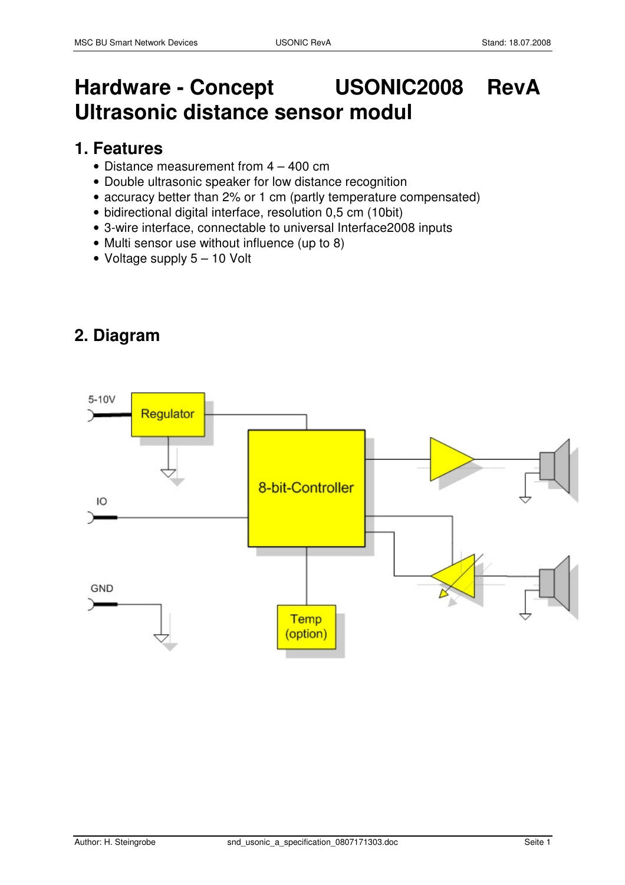# Hardware - Concept USONIC2008 RevA
# Ultrasonic distance sensor modul

## 1. Features

- Distance measurement from 4 – 400 cm
- Double ultrasonic speaker for low distance recognition
- accuracy better than 2% or 1 cm (partly temperature compensated)
- bidirectional digital interface, resolution 0,5 cm (10bit)
- 3-wire interface, connectable to universal Interface2008 inputs
- Multi sensor use without influence (up to 8)
- Voltage supply 5 – 10 Volt

## 2. Diagram

5-10V

Regulator

8-bit-Controller

IO

GND

Temp (option)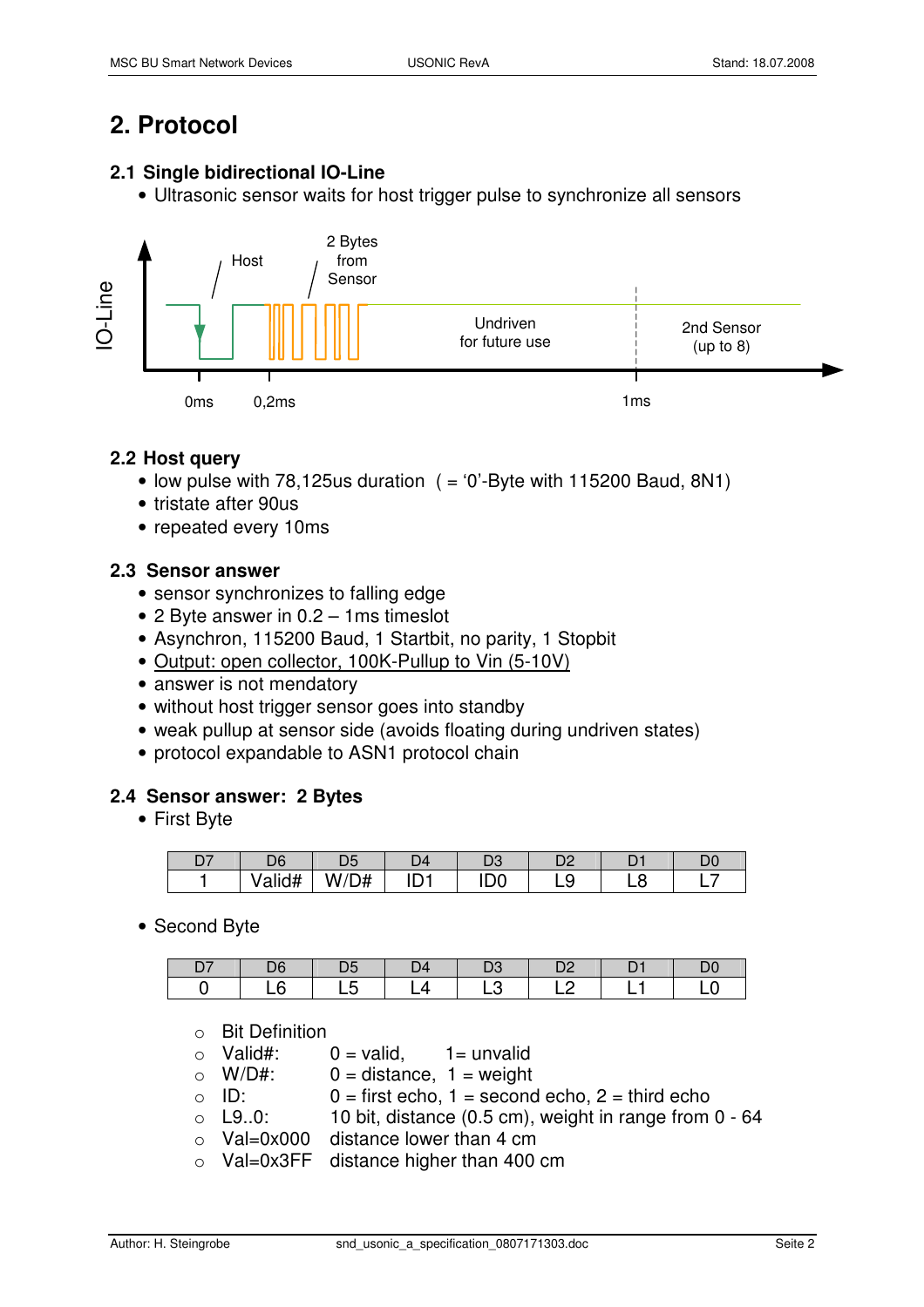# 2. Protocol

## 2.1 Single bidirectional IO-Line

- Ultrasonic sensor waits for host trigger pulse to synchronize all sensors

IO-Line

Host

2 Bytes from Sensor

Undriven for future use

2nd Sensor (up to 8)

0ms 0,2ms 1ms

## 2.2 Host query

- low pulse with 78,125us duration ( = '0'-Byte with 115200 Baud, 8N1)
- tristate after 90us
- repeated every 10ms

## 2.3 Sensor answer

- sensor synchronizes to falling edge
- 2 Byte answer in 0.2 – 1ms timeslot
- Asynchron, 115200 Baud, 1 Startbit, no parity, 1 Stopbit
- <u>Output: open collector, 100K-Pullup to Vin (5-10V)</u>
- answer is not mendatory
- without host trigger sensor goes into standby
- weak pullup at sensor side (avoids floating during undriven states)
- protocol expandable to ASN1 protocol chain

## 2.4 Sensor answer: 2 Bytes

- First Byte

| D7 | D6 | D5 | D4 | D3 | D2 | D1 | D0 |
|---|---|---|---|---|---|---|---|
| 1 | Valid# | W/D# | ID1 | ID0 | L9 | L8 | L7 |

- Second Byte

| D7 | D6 | D5 | D4 | D3 | D2 | D1 | D0 |
|---|---|---|---|---|---|---|---|
| 0 | L6 | L5 | L4 | L3 | L2 | L1 | L0 |

- Bit Definition
- Valid#: 0 = valid, 1= unvalid
- W/D#: 0 = distance, 1 = weight
- ID: 0 = first echo, 1 = second echo, 2 = third echo
- L9..0: 10 bit, distance (0.5 cm), weight in range from 0 - 64
- Val=0x000 distance lower than 4 cm
- Val=0x3FF distance higher than 400 cm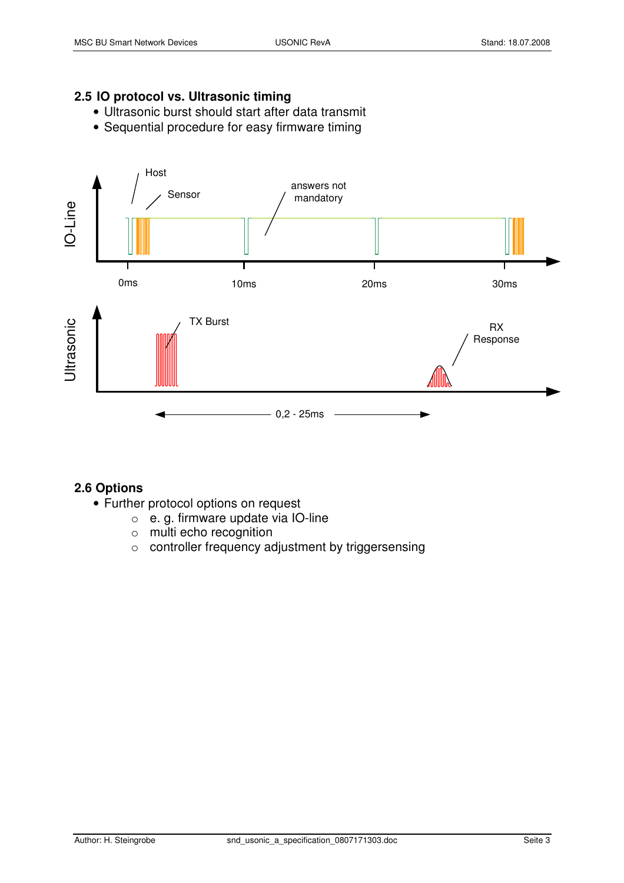## 2.5 IO protocol vs. Ultrasonic timing

- Ultrasonic burst should start after data transmit
- Sequential procedure for easy firmware timing

IO-Line

Host

Sensor

answers not mandatory

0ms

10ms

20ms

30ms

Ultrasonic

TX Burst

RX Response

0,2 - 25ms

## 2.6 Options

- Further protocol options on request
  - e. g. firmware update via IO-line
  - multi echo recognition
  - controller frequency adjustment by triggersensing